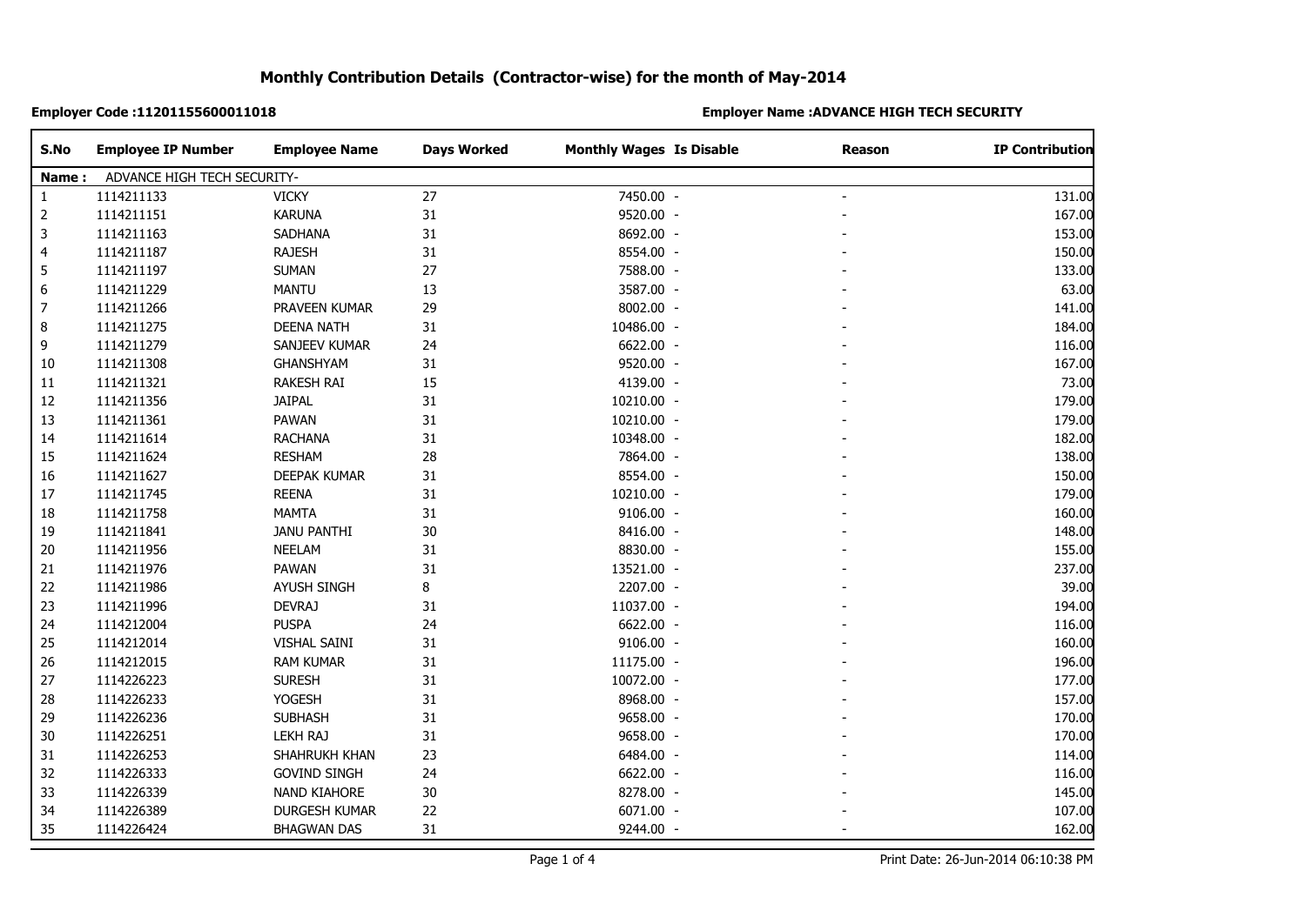# Monthly Contribution Details (Contractor-wise) for the month of May-2014

**Employer Code :11201155600011018** **Employer Name :ADVANCE HIGH TECH SECURITY**

| S.No | Employee IP Number | Employee Name | Days Worked | Monthly Wages | Is Disable | Reason | IP Contribution |
|---|---|---|---|---|---|---|---|
| **Name :** | ADVANCE HIGH TECH SECURITY- | | | | | | |
| 1 | 1114211133 | VICKY | 27 | 7450.00 | - | - | 131.00 |
| 2 | 1114211151 | KARUNA | 31 | 9520.00 | - | - | 167.00 |
| 3 | 1114211163 | SADHANA | 31 | 8692.00 | - | - | 153.00 |
| 4 | 1114211187 | RAJESH | 31 | 8554.00 | - | - | 150.00 |
| 5 | 1114211197 | SUMAN | 27 | 7588.00 | - | - | 133.00 |
| 6 | 1114211229 | MANTU | 13 | 3587.00 | - | - | 63.00 |
| 7 | 1114211266 | PRAVEEN KUMAR | 29 | 8002.00 | - | - | 141.00 |
| 8 | 1114211275 | DEENA NATH | 31 | 10486.00 | - | - | 184.00 |
| 9 | 1114211279 | SANJEEV KUMAR | 24 | 6622.00 | - | - | 116.00 |
| 10 | 1114211308 | GHANSHYAM | 31 | 9520.00 | - | - | 167.00 |
| 11 | 1114211321 | RAKESH RAI | 15 | 4139.00 | - | - | 73.00 |
| 12 | 1114211356 | JAIPAL | 31 | 10210.00 | - | - | 179.00 |
| 13 | 1114211361 | PAWAN | 31 | 10210.00 | - | - | 179.00 |
| 14 | 1114211614 | RACHANA | 31 | 10348.00 | - | - | 182.00 |
| 15 | 1114211624 | RESHAM | 28 | 7864.00 | - | - | 138.00 |
| 16 | 1114211627 | DEEPAK KUMAR | 31 | 8554.00 | - | - | 150.00 |
| 17 | 1114211745 | REENA | 31 | 10210.00 | - | - | 179.00 |
| 18 | 1114211758 | MAMTA | 31 | 9106.00 | - | - | 160.00 |
| 19 | 1114211841 | JANU PANTHI | 30 | 8416.00 | - | - | 148.00 |
| 20 | 1114211956 | NEELAM | 31 | 8830.00 | - | - | 155.00 |
| 21 | 1114211976 | PAWAN | 31 | 13521.00 | - | - | 237.00 |
| 22 | 1114211986 | AYUSH SINGH | 8 | 2207.00 | - | - | 39.00 |
| 23 | 1114211996 | DEVRAJ | 31 | 11037.00 | - | - | 194.00 |
| 24 | 1114212004 | PUSPA | 24 | 6622.00 | - | - | 116.00 |
| 25 | 1114212014 | VISHAL SAINI | 31 | 9106.00 | - | - | 160.00 |
| 26 | 1114212015 | RAM KUMAR | 31 | 11175.00 | - | - | 196.00 |
| 27 | 1114226223 | SURESH | 31 | 10072.00 | - | - | 177.00 |
| 28 | 1114226233 | YOGESH | 31 | 8968.00 | - | - | 157.00 |
| 29 | 1114226236 | SUBHASH | 31 | 9658.00 | - | - | 170.00 |
| 30 | 1114226251 | LEKH RAJ | 31 | 9658.00 | - | - | 170.00 |
| 31 | 1114226253 | SHAHRUKH KHAN | 23 | 6484.00 | - | - | 114.00 |
| 32 | 1114226333 | GOVIND SINGH | 24 | 6622.00 | - | - | 116.00 |
| 33 | 1114226339 | NAND KIAHORE | 30 | 8278.00 | - | - | 145.00 |
| 34 | 1114226389 | DURGESH KUMAR | 22 | 6071.00 | - | - | 107.00 |
| 35 | 1114226424 | BHAGWAN DAS | 31 | 9244.00 | - | - | 162.00 |

Print Date: 26-Jun-2014 06:10:38 PM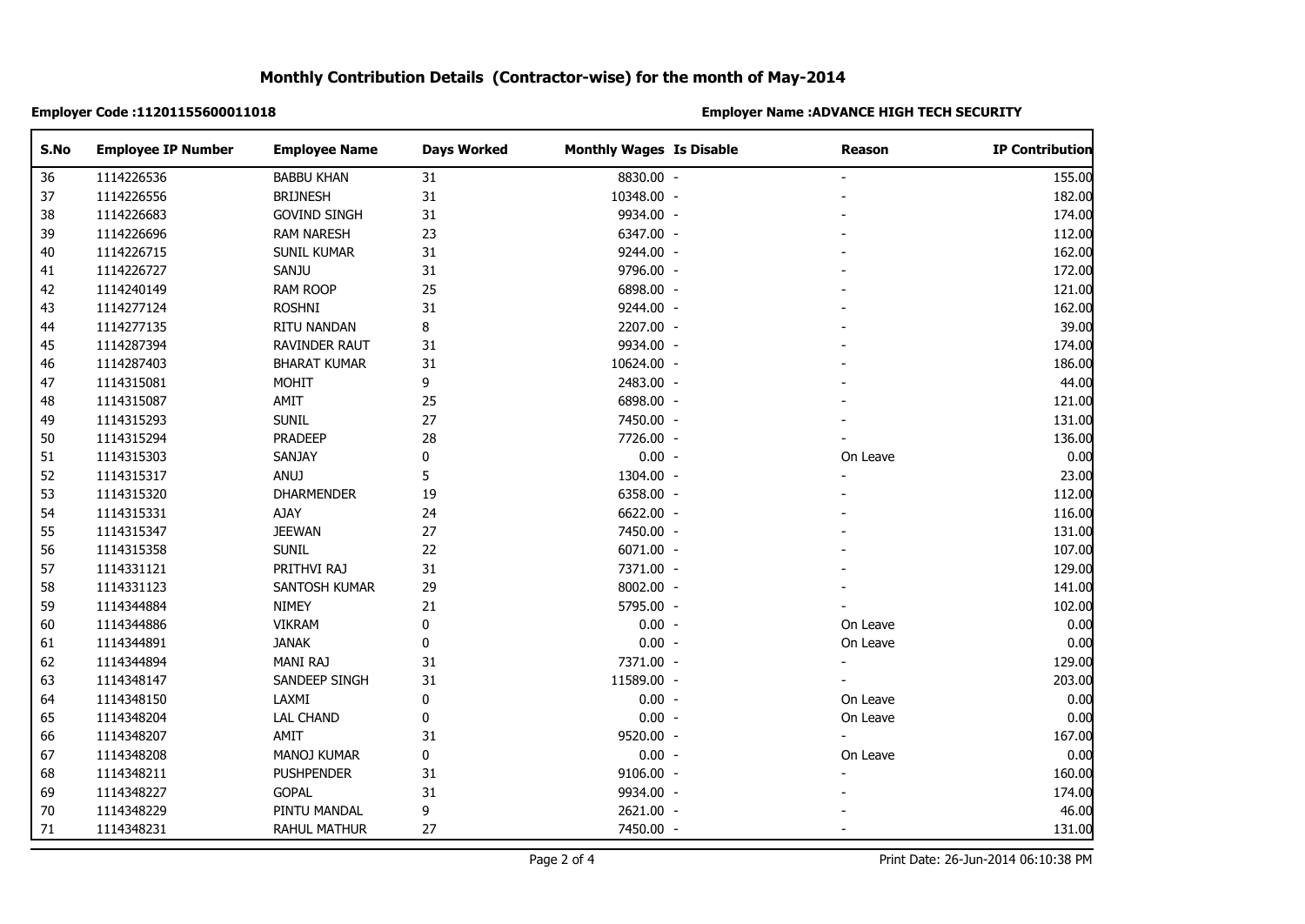## Monthly Contribution Details (Contractor-wise) for the month of May-2014

**Employer Code :11201155600011018** **Employer Name :ADVANCE HIGH TECH SECURITY**

| S.No | Employee IP Number | Employee Name | Days Worked | Monthly Wages | Is Disable | Reason | IP Contribution |
|---|---|---|---|---|---|---|---|
| 36 | 1114226536 | BABBU KHAN | 31 | 8830.00 | - | - | 155.00 |
| 37 | 1114226556 | BRIJNESH | 31 | 10348.00 | - | - | 182.00 |
| 38 | 1114226683 | GOVIND SINGH | 31 | 9934.00 | - | - | 174.00 |
| 39 | 1114226696 | RAM NARESH | 23 | 6347.00 | - | - | 112.00 |
| 40 | 1114226715 | SUNIL KUMAR | 31 | 9244.00 | - | - | 162.00 |
| 41 | 1114226727 | SANJU | 31 | 9796.00 | - | - | 172.00 |
| 42 | 1114240149 | RAM ROOP | 25 | 6898.00 | - | - | 121.00 |
| 43 | 1114277124 | ROSHNI | 31 | 9244.00 | - | - | 162.00 |
| 44 | 1114277135 | RITU NANDAN | 8 | 2207.00 | - | - | 39.00 |
| 45 | 1114287394 | RAVINDER RAUT | 31 | 9934.00 | - | - | 174.00 |
| 46 | 1114287403 | BHARAT KUMAR | 31 | 10624.00 | - | - | 186.00 |
| 47 | 1114315081 | MOHIT | 9 | 2483.00 | - | - | 44.00 |
| 48 | 1114315087 | AMIT | 25 | 6898.00 | - | - | 121.00 |
| 49 | 1114315293 | SUNIL | 27 | 7450.00 | - | - | 131.00 |
| 50 | 1114315294 | PRADEEP | 28 | 7726.00 | - | - | 136.00 |
| 51 | 1114315303 | SANJAY | 0 | 0.00 | - | On Leave | 0.00 |
| 52 | 1114315317 | ANUJ | 5 | 1304.00 | - | - | 23.00 |
| 53 | 1114315320 | DHARMENDER | 19 | 6358.00 | - | - | 112.00 |
| 54 | 1114315331 | AJAY | 24 | 6622.00 | - | - | 116.00 |
| 55 | 1114315347 | JEEWAN | 27 | 7450.00 | - | - | 131.00 |
| 56 | 1114315358 | SUNIL | 22 | 6071.00 | - | - | 107.00 |
| 57 | 1114331121 | PRITHVI RAJ | 31 | 7371.00 | - | - | 129.00 |
| 58 | 1114331123 | SANTOSH KUMAR | 29 | 8002.00 | - | - | 141.00 |
| 59 | 1114344884 | NIMEY | 21 | 5795.00 | - | - | 102.00 |
| 60 | 1114344886 | VIKRAM | 0 | 0.00 | - | On Leave | 0.00 |
| 61 | 1114344891 | JANAK | 0 | 0.00 | - | On Leave | 0.00 |
| 62 | 1114344894 | MANI RAJ | 31 | 7371.00 | - | - | 129.00 |
| 63 | 1114348147 | SANDEEP SINGH | 31 | 11589.00 | - | - | 203.00 |
| 64 | 1114348150 | LAXMI | 0 | 0.00 | - | On Leave | 0.00 |
| 65 | 1114348204 | LAL CHAND | 0 | 0.00 | - | On Leave | 0.00 |
| 66 | 1114348207 | AMIT | 31 | 9520.00 | - | - | 167.00 |
| 67 | 1114348208 | MANOJ KUMAR | 0 | 0.00 | - | On Leave | 0.00 |
| 68 | 1114348211 | PUSHPENDER | 31 | 9106.00 | - | - | 160.00 |
| 69 | 1114348227 | GOPAL | 31 | 9934.00 | - | - | 174.00 |
| 70 | 1114348229 | PINTU MANDAL | 9 | 2621.00 | - | - | 46.00 |
| 71 | 1114348231 | RAHUL MATHUR | 27 | 7450.00 | - | - | 131.00 |

Print Date: 26-Jun-2014 06:10:38 PM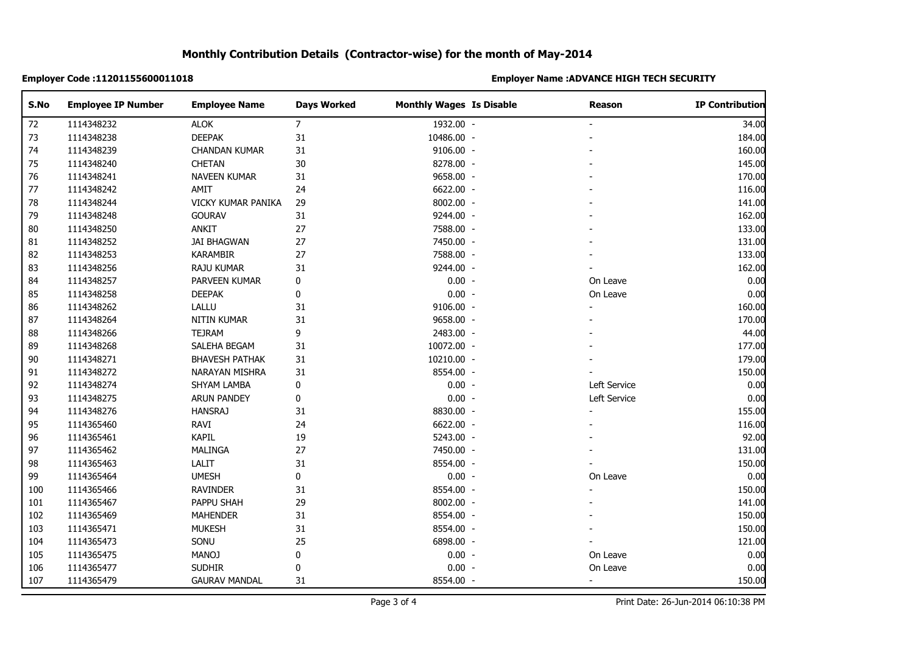## Monthly Contribution Details (Contractor-wise) for the month of May-2014

**Employer Code :11201155600011018**

**Employer Name :ADVANCE HIGH TECH SECURITY**

| S.No | Employee IP Number | Employee Name | Days Worked | Monthly Wages | Is Disable | Reason | IP Contribution |
|---|---|---|---|---|---|---|---|
| 72 | 1114348232 | ALOK | 7 | 1932.00 | - | - | 34.00 |
| 73 | 1114348238 | DEEPAK | 31 | 10486.00 | - | - | 184.00 |
| 74 | 1114348239 | CHANDAN KUMAR | 31 | 9106.00 | - | - | 160.00 |
| 75 | 1114348240 | CHETAN | 30 | 8278.00 | - | - | 145.00 |
| 76 | 1114348241 | NAVEEN KUMAR | 31 | 9658.00 | - | - | 170.00 |
| 77 | 1114348242 | AMIT | 24 | 6622.00 | - | - | 116.00 |
| 78 | 1114348244 | VICKY KUMAR PANIKA | 29 | 8002.00 | - | - | 141.00 |
| 79 | 1114348248 | GOURAV | 31 | 9244.00 | - | - | 162.00 |
| 80 | 1114348250 | ANKIT | 27 | 7588.00 | - | - | 133.00 |
| 81 | 1114348252 | JAI BHAGWAN | 27 | 7450.00 | - | - | 131.00 |
| 82 | 1114348253 | KARAMBIR | 27 | 7588.00 | - | - | 133.00 |
| 83 | 1114348256 | RAJU KUMAR | 31 | 9244.00 | - | - | 162.00 |
| 84 | 1114348257 | PARVEEN KUMAR | 0 | 0.00 | - | On Leave | 0.00 |
| 85 | 1114348258 | DEEPAK | 0 | 0.00 | - | On Leave | 0.00 |
| 86 | 1114348262 | LALLU | 31 | 9106.00 | - | - | 160.00 |
| 87 | 1114348264 | NITIN KUMAR | 31 | 9658.00 | - | - | 170.00 |
| 88 | 1114348266 | TEJRAM | 9 | 2483.00 | - | - | 44.00 |
| 89 | 1114348268 | SALEHA BEGAM | 31 | 10072.00 | - | - | 177.00 |
| 90 | 1114348271 | BHAVESH PATHAK | 31 | 10210.00 | - | - | 179.00 |
| 91 | 1114348272 | NARAYAN MISHRA | 31 | 8554.00 | - | - | 150.00 |
| 92 | 1114348274 | SHYAM LAMBA | 0 | 0.00 | - | Left Service | 0.00 |
| 93 | 1114348275 | ARUN PANDEY | 0 | 0.00 | - | Left Service | 0.00 |
| 94 | 1114348276 | HANSRAJ | 31 | 8830.00 | - | - | 155.00 |
| 95 | 1114365460 | RAVI | 24 | 6622.00 | - | - | 116.00 |
| 96 | 1114365461 | KAPIL | 19 | 5243.00 | - | - | 92.00 |
| 97 | 1114365462 | MALINGA | 27 | 7450.00 | - | - | 131.00 |
| 98 | 1114365463 | LALIT | 31 | 8554.00 | - | - | 150.00 |
| 99 | 1114365464 | UMESH | 0 | 0.00 | - | On Leave | 0.00 |
| 100 | 1114365466 | RAVINDER | 31 | 8554.00 | - | - | 150.00 |
| 101 | 1114365467 | PAPPU SHAH | 29 | 8002.00 | - | - | 141.00 |
| 102 | 1114365469 | MAHENDER | 31 | 8554.00 | - | - | 150.00 |
| 103 | 1114365471 | MUKESH | 31 | 8554.00 | - | - | 150.00 |
| 104 | 1114365473 | SONU | 25 | 6898.00 | - | - | 121.00 |
| 105 | 1114365475 | MANOJ | 0 | 0.00 | - | On Leave | 0.00 |
| 106 | 1114365477 | SUDHIR | 0 | 0.00 | - | On Leave | 0.00 |
| 107 | 1114365479 | GAURAV MANDAL | 31 | 8554.00 | - | - | 150.00 |

Print Date: 26-Jun-2014 06:10:38 PM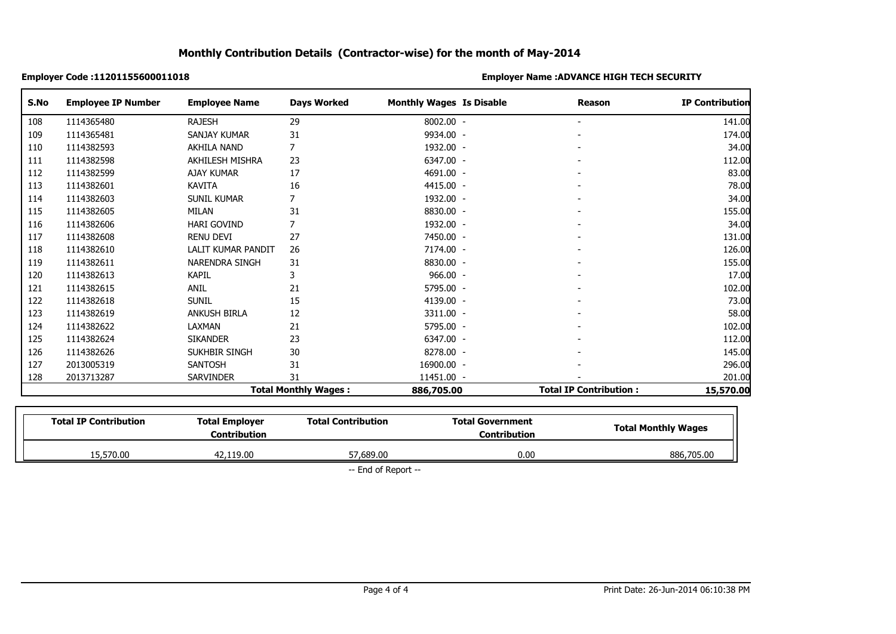## Monthly Contribution Details (Contractor-wise) for the month of May-2014

**Employer Code :11201155600011018**

**Employer Name :ADVANCE HIGH TECH SECURITY**

| S.No | Employee IP Number | Employee Name | Days Worked | Monthly Wages | Is Disable | Reason | IP Contribution |
|---|---|---|---|---|---|---|---|
| 108 | 1114365480 | RAJESH | 29 | 8002.00 | - | - | 141.00 |
| 109 | 1114365481 | SANJAY KUMAR | 31 | 9934.00 | - | - | 174.00 |
| 110 | 1114382593 | AKHILA NAND | 7 | 1932.00 | - | - | 34.00 |
| 111 | 1114382598 | AKHILESH MISHRA | 23 | 6347.00 | - | - | 112.00 |
| 112 | 1114382599 | AJAY KUMAR | 17 | 4691.00 | - | - | 83.00 |
| 113 | 1114382601 | KAVITA | 16 | 4415.00 | - | - | 78.00 |
| 114 | 1114382603 | SUNIL KUMAR | 7 | 1932.00 | - | - | 34.00 |
| 115 | 1114382605 | MILAN | 31 | 8830.00 | - | - | 155.00 |
| 116 | 1114382606 | HARI GOVIND | 7 | 1932.00 | - | - | 34.00 |
| 117 | 1114382608 | RENU DEVI | 27 | 7450.00 | - | - | 131.00 |
| 118 | 1114382610 | LALIT KUMAR PANDIT | 26 | 7174.00 | - | - | 126.00 |
| 119 | 1114382611 | NARENDRA SINGH | 31 | 8830.00 | - | - | 155.00 |
| 120 | 1114382613 | KAPIL | 3 | 966.00 | - | - | 17.00 |
| 121 | 1114382615 | ANIL | 21 | 5795.00 | - | - | 102.00 |
| 122 | 1114382618 | SUNIL | 15 | 4139.00 | - | - | 73.00 |
| 123 | 1114382619 | ANKUSH BIRLA | 12 | 3311.00 | - | - | 58.00 |
| 124 | 1114382622 | LAXMAN | 21 | 5795.00 | - | - | 102.00 |
| 125 | 1114382624 | SIKANDER | 23 | 6347.00 | - | - | 112.00 |
| 126 | 1114382626 | SUKHBIR SINGH | 30 | 8278.00 | - | - | 145.00 |
| 127 | 2013005319 | SANTOSH | 31 | 16900.00 | - | - | 296.00 |
| 128 | 2013713287 | SARVINDER | 31 | 11451.00 | - | - | 201.00 |
| | | | **Total Monthly Wages :** | **886,705.00** | | **Total IP Contribution :** | **15,570.00** |

| Total IP Contribution | Total Employer Contribution | Total Contribution | Total Government Contribution | Total Monthly Wages |
|---|---|---|---|---|
| 15,570.00 | 42,119.00 | 57,689.00 | 0.00 | 886,705.00 |

-- End of Report --

Print Date: 26-Jun-2014 06:10:38 PM